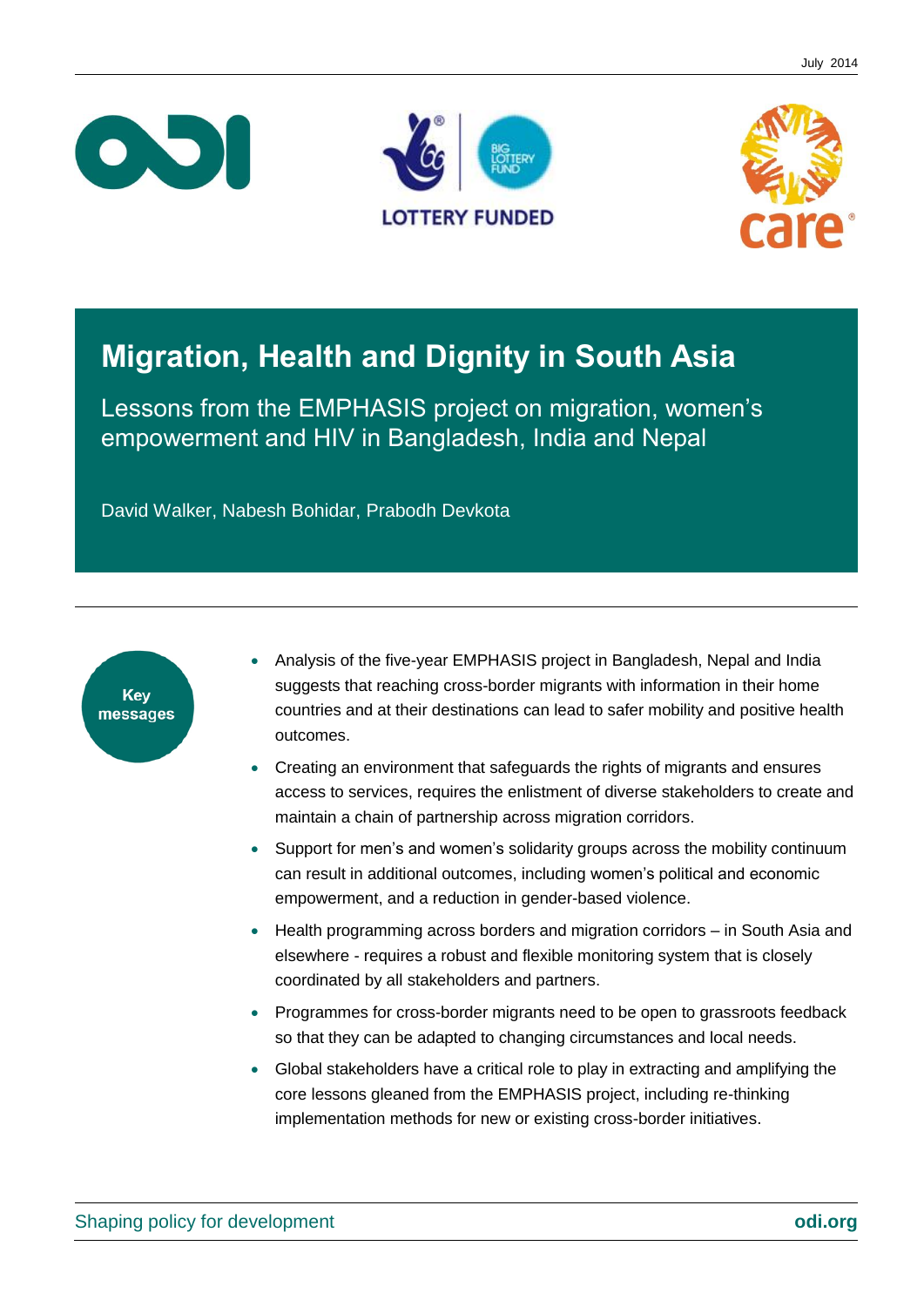July 2014

# Migration, Health and Dignity in South Asia

## Lessons from the EMPHASIS project on migration, women's empowerment and HIV in Bangladesh, India and Nepal

David Walker, Nabesh Bohidar, Prabodh Devkota

**Key messages**

- Analysis of the five-year EMPHASIS project in Bangladesh, Nepal and India suggests that reaching cross-border migrants with information in their home countries and at their destinations can lead to safer mobility and positive health outcomes.
- Creating an environment that safeguards the rights of migrants and ensures access to services, requires the enlistment of diverse stakeholders to create and maintain a chain of partnership across migration corridors.
- Support for men's and women's solidarity groups across the mobility continuum can result in additional outcomes, including women's political and economic empowerment, and a reduction in gender-based violence.
- Health programming across borders and migration corridors – in South Asia and elsewhere - requires a robust and flexible monitoring system that is closely coordinated by all stakeholders and partners.
- Programmes for cross-border migrants need to be open to grassroots feedback so that they can be adapted to changing circumstances and local needs.
- Global stakeholders have a critical role to play in extracting and amplifying the core lessons gleaned from the EMPHASIS project, including re-thinking implementation methods for new or existing cross-border initiatives.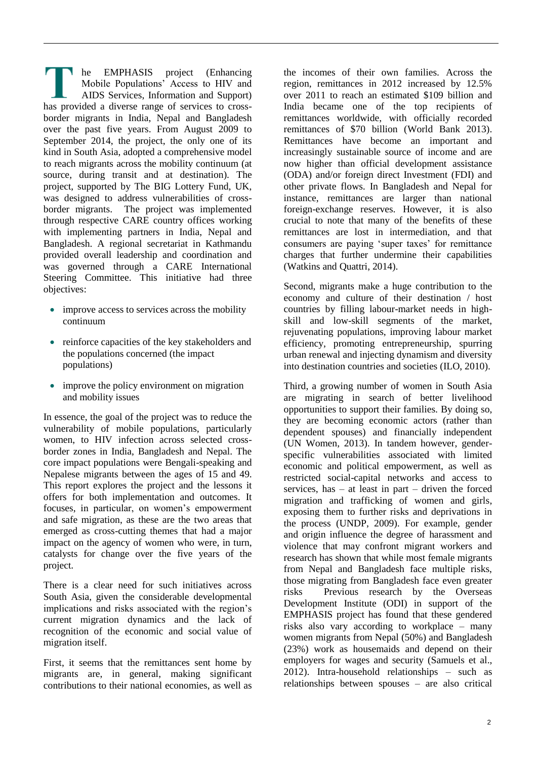The EMPHASIS project (Enhancing Mobile Populations' Access to HIV and AIDS Services, Information and Support) has provided a diverse range of services to cross-border migrants in India, Nepal and Bangladesh over the past five years. From August 2009 to September 2014, the project, the only one of its kind in South Asia, adopted a comprehensive model to reach migrants across the mobility continuum (at source, during transit and at destination). The project, supported by The BIG Lottery Fund, UK, was designed to address vulnerabilities of cross-border migrants. The project was implemented through respective CARE country offices working with implementing partners in India, Nepal and Bangladesh. A regional secretariat in Kathmandu provided overall leadership and coordination and was governed through a CARE International Steering Committee. This initiative had three objectives:

- improve access to services across the mobility continuum
- reinforce capacities of the key stakeholders and the populations concerned (the impact populations)
- improve the policy environment on migration and mobility issues

In essence, the goal of the project was to reduce the vulnerability of mobile populations, particularly women, to HIV infection across selected cross-border zones in India, Bangladesh and Nepal. The core impact populations were Bengali-speaking and Nepalese migrants between the ages of 15 and 49. This report explores the project and the lessons it offers for both implementation and outcomes. It focuses, in particular, on women's empowerment and safe migration, as these are the two areas that emerged as cross-cutting themes that had a major impact on the agency of women who were, in turn, catalysts for change over the five years of the project.

There is a clear need for such initiatives across South Asia, given the considerable developmental implications and risks associated with the region's current migration dynamics and the lack of recognition of the economic and social value of migration itself.

First, it seems that the remittances sent home by migrants are, in general, making significant contributions to their national economies, as well as the incomes of their own families. Across the region, remittances in 2012 increased by 12.5% over 2011 to reach an estimated $109 billion and India became one of the top recipients of remittances worldwide, with officially recorded remittances of $70 billion (World Bank 2013). Remittances have become an important and increasingly sustainable source of income and are now higher than official development assistance (ODA) and/or foreign direct Investment (FDI) and other private flows. In Bangladesh and Nepal for instance, remittances are larger than national foreign-exchange reserves. However, it is also crucial to note that many of the benefits of these remittances are lost in intermediation, and that consumers are paying 'super taxes' for remittance charges that further undermine their capabilities (Watkins and Quattri, 2014).

Second, migrants make a huge contribution to the economy and culture of their destination / host countries by filling labour-market needs in high-skill and low-skill segments of the market, rejuvenating populations, improving labour market efficiency, promoting entrepreneurship, spurring urban renewal and injecting dynamism and diversity into destination countries and societies (ILO, 2010).

Third, a growing number of women in South Asia are migrating in search of better livelihood opportunities to support their families. By doing so, they are becoming economic actors (rather than dependent spouses) and financially independent (UN Women, 2013). In tandem however, gender-specific vulnerabilities associated with limited economic and political empowerment, as well as restricted social-capital networks and access to services, has – at least in part – driven the forced migration and trafficking of women and girls, exposing them to further risks and deprivations in the process (UNDP, 2009). For example, gender and origin influence the degree of harassment and violence that may confront migrant workers and research has shown that while most female migrants from Nepal and Bangladesh face multiple risks, those migrating from Bangladesh face even greater risks Previous research by the Overseas Development Institute (ODI) in support of the EMPHASIS project has found that these gendered risks also vary according to workplace – many women migrants from Nepal (50%) and Bangladesh (23%) work as housemaids and depend on their employers for wages and security (Samuels et al., 2012). Intra-household relationships – such as relationships between spouses – are also critical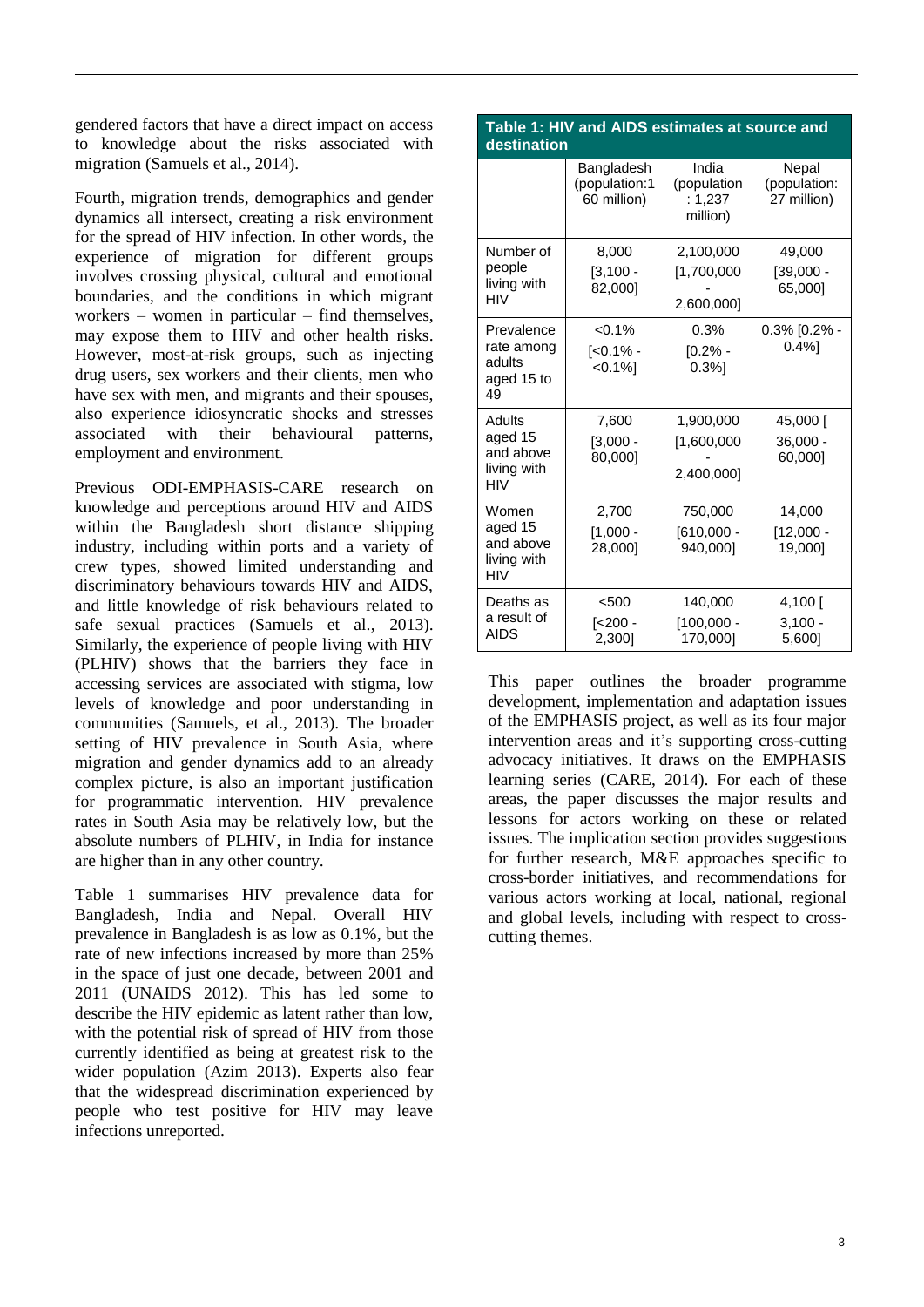gendered factors that have a direct impact on access to knowledge about the risks associated with migration (Samuels et al., 2014).

Fourth, migration trends, demographics and gender dynamics all intersect, creating a risk environment for the spread of HIV infection. In other words, the experience of migration for different groups involves crossing physical, cultural and emotional boundaries, and the conditions in which migrant workers – women in particular – find themselves, may expose them to HIV and other health risks. However, most-at-risk groups, such as injecting drug users, sex workers and their clients, men who have sex with men, and migrants and their spouses, also experience idiosyncratic shocks and stresses associated with their behavioural patterns, employment and environment.

Previous ODI-EMPHASIS-CARE research on knowledge and perceptions around HIV and AIDS within the Bangladesh short distance shipping industry, including within ports and a variety of crew types, showed limited understanding and discriminatory behaviours towards HIV and AIDS, and little knowledge of risk behaviours related to safe sexual practices (Samuels et al., 2013). Similarly, the experience of people living with HIV (PLHIV) shows that the barriers they face in accessing services are associated with stigma, low levels of knowledge and poor understanding in communities (Samuels, et al., 2013). The broader setting of HIV prevalence in South Asia, where migration and gender dynamics add to an already complex picture, is also an important justification for programmatic intervention. HIV prevalence rates in South Asia may be relatively low, but the absolute numbers of PLHIV, in India for instance are higher than in any other country.

Table 1 summarises HIV prevalence data for Bangladesh, India and Nepal. Overall HIV prevalence in Bangladesh is as low as 0.1%, but the rate of new infections increased by more than 25% in the space of just one decade, between 2001 and 2011 (UNAIDS 2012). This has led some to describe the HIV epidemic as latent rather than low, with the potential risk of spread of HIV from those currently identified as being at greatest risk to the wider population (Azim 2013). Experts also fear that the widespread discrimination experienced by people who test positive for HIV may leave infections unreported.

**Table 1: HIV and AIDS estimates at source and destination**

| | Bangladesh (population:160 million) | India (population: 1,237 million) | Nepal (population: 27 million) |
|---|---|---|---|
| Number of people living with HIV | 8,000 [3,100 - 82,000] | 2,100,000 [1,700,000 - 2,600,000] | 49,000 [39,000 - 65,000] |
| Prevalence rate among adults aged 15 to 49 | <0.1% [<0.1% - <0.1%] | 0.3% [0.2% - 0.3%] | 0.3% [0.2% - 0.4%] |
| Adults aged 15 and above living with HIV | 7,600 [3,000 - 80,000] | 1,900,000 [1,600,000 - 2,400,000] | 45,000 [ 36,000 - 60,000] |
| Women aged 15 and above living with HIV | 2,700 [1,000 - 28,000] | 750,000 [610,000 - 940,000] | 14,000 [12,000 - 19,000] |
| Deaths as a result of AIDS | <500 [<200 - 2,300] | 140,000 [100,000 - 170,000] | 4,100 [ 3,100 - 5,600] |

This paper outlines the broader programme development, implementation and adaptation issues of the EMPHASIS project, as well as its four major intervention areas and it's supporting cross-cutting advocacy initiatives. It draws on the EMPHASIS learning series (CARE, 2014). For each of these areas, the paper discusses the major results and lessons for actors working on these or related issues. The implication section provides suggestions for further research, M&E approaches specific to cross-border initiatives, and recommendations for various actors working at local, national, regional and global levels, including with respect to cross-cutting themes.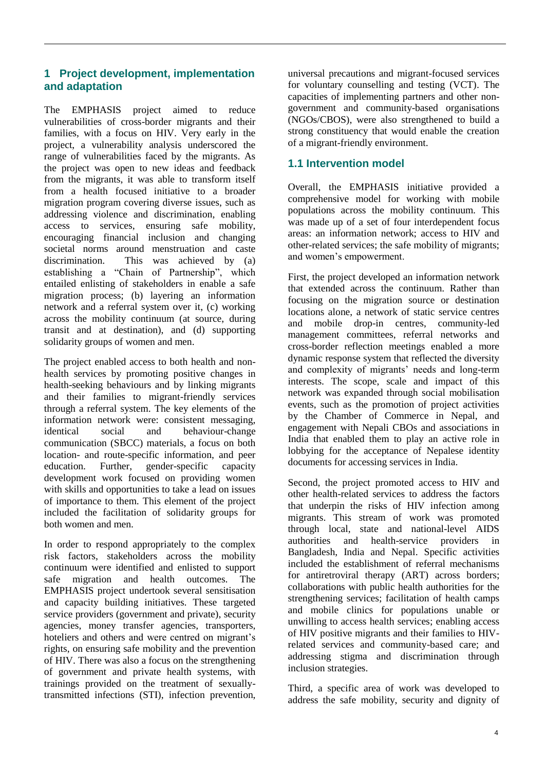## 1 Project development, implementation and adaptation

The EMPHASIS project aimed to reduce vulnerabilities of cross-border migrants and their families, with a focus on HIV. Very early in the project, a vulnerability analysis underscored the range of vulnerabilities faced by the migrants. As the project was open to new ideas and feedback from the migrants, it was able to transform itself from a health focused initiative to a broader migration program covering diverse issues, such as addressing violence and discrimination, enabling access to services, ensuring safe mobility, encouraging financial inclusion and changing societal norms around menstruation and caste discrimination. This was achieved by (a) establishing a "Chain of Partnership", which entailed enlisting of stakeholders in enable a safe migration process; (b) layering an information network and a referral system over it, (c) working across the mobility continuum (at source, during transit and at destination), and (d) supporting solidarity groups of women and men.

The project enabled access to both health and non-health services by promoting positive changes in health-seeking behaviours and by linking migrants and their families to migrant-friendly services through a referral system. The key elements of the information network were: consistent messaging, identical social and behaviour-change communication (SBCC) materials, a focus on both location- and route-specific information, and peer education. Further, gender-specific capacity development work focused on providing women with skills and opportunities to take a lead on issues of importance to them. This element of the project included the facilitation of solidarity groups for both women and men.

In order to respond appropriately to the complex risk factors, stakeholders across the mobility continuum were identified and enlisted to support safe migration and health outcomes. The EMPHASIS project undertook several sensitisation and capacity building initiatives. These targeted service providers (government and private), security agencies, money transfer agencies, transporters, hoteliers and others and were centred on migrant's rights, on ensuring safe mobility and the prevention of HIV. There was also a focus on the strengthening of government and private health systems, with trainings provided on the treatment of sexually-transmitted infections (STI), infection prevention, universal precautions and migrant-focused services for voluntary counselling and testing (VCT). The capacities of implementing partners and other non-government and community-based organisations (NGOs/CBOS), were also strengthened to build a strong constituency that would enable the creation of a migrant-friendly environment.

### 1.1 Intervention model

Overall, the EMPHASIS initiative provided a comprehensive model for working with mobile populations across the mobility continuum. This was made up of a set of four interdependent focus areas: an information network; access to HIV and other-related services; the safe mobility of migrants; and women's empowerment.

First, the project developed an information network that extended across the continuum. Rather than focusing on the migration source or destination locations alone, a network of static service centres and mobile drop-in centres, community-led management committees, referral networks and cross-border reflection meetings enabled a more dynamic response system that reflected the diversity and complexity of migrants' needs and long-term interests. The scope, scale and impact of this network was expanded through social mobilisation events, such as the promotion of project activities by the Chamber of Commerce in Nepal, and engagement with Nepali CBOs and associations in India that enabled them to play an active role in lobbying for the acceptance of Nepalese identity documents for accessing services in India.

Second, the project promoted access to HIV and other health-related services to address the factors that underpin the risks of HIV infection among migrants. This stream of work was promoted through local, state and national-level AIDS authorities and health-service providers in Bangladesh, India and Nepal. Specific activities included the establishment of referral mechanisms for antiretroviral therapy (ART) across borders; collaborations with public health authorities for the strengthening services; facilitation of health camps and mobile clinics for populations unable or unwilling to access health services; enabling access of HIV positive migrants and their families to HIV-related services and community-based care; and addressing stigma and discrimination through inclusion strategies.

Third, a specific area of work was developed to address the safe mobility, security and dignity of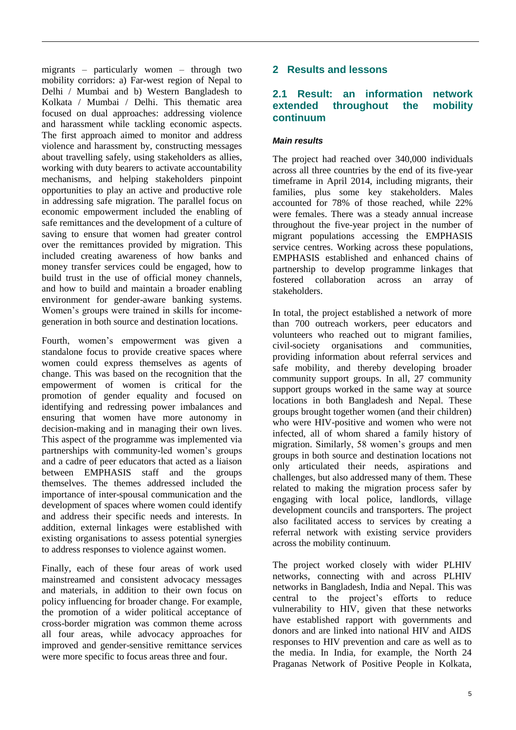migrants – particularly women – through two mobility corridors: a) Far-west region of Nepal to Delhi / Mumbai and b) Western Bangladesh to Kolkata / Mumbai / Delhi. This thematic area focused on dual approaches: addressing violence and harassment while tackling economic aspects. The first approach aimed to monitor and address violence and harassment by, constructing messages about travelling safely, using stakeholders as allies, working with duty bearers to activate accountability mechanisms, and helping stakeholders pinpoint opportunities to play an active and productive role in addressing safe migration. The parallel focus on economic empowerment included the enabling of safe remittances and the development of a culture of saving to ensure that women had greater control over the remittances provided by migration. This included creating awareness of how banks and money transfer services could be engaged, how to build trust in the use of official money channels, and how to build and maintain a broader enabling environment for gender-aware banking systems. Women's groups were trained in skills for income-generation in both source and destination locations.

Fourth, women's empowerment was given a standalone focus to provide creative spaces where women could express themselves as agents of change. This was based on the recognition that the empowerment of women is critical for the promotion of gender equality and focused on identifying and redressing power imbalances and ensuring that women have more autonomy in decision-making and in managing their own lives. This aspect of the programme was implemented via partnerships with community-led women's groups and a cadre of peer educators that acted as a liaison between EMPHASIS staff and the groups themselves. The themes addressed included the importance of inter-spousal communication and the development of spaces where women could identify and address their specific needs and interests. In addition, external linkages were established with existing organisations to assess potential synergies to address responses to violence against women.

Finally, each of these four areas of work used mainstreamed and consistent advocacy messages and materials, in addition to their own focus on policy influencing for broader change. For example, the promotion of a wider political acceptance of cross-border migration was common theme across all four areas, while advocacy approaches for improved and gender-sensitive remittance services were more specific to focus areas three and four.

## 2 Results and lessons

### 2.1 Result: an information network extended throughout the mobility continuum

#### *Main results*

The project had reached over 340,000 individuals across all three countries by the end of its five-year timeframe in April 2014, including migrants, their families, plus some key stakeholders. Males accounted for 78% of those reached, while 22% were females. There was a steady annual increase throughout the five-year project in the number of migrant populations accessing the EMPHASIS service centres. Working across these populations, EMPHASIS established and enhanced chains of partnership to develop programme linkages that fostered collaboration across an array of stakeholders.

In total, the project established a network of more than 700 outreach workers, peer educators and volunteers who reached out to migrant families, civil-society organisations and communities, providing information about referral services and safe mobility, and thereby developing broader community support groups. In all, 27 community support groups worked in the same way at source locations in both Bangladesh and Nepal. These groups brought together women (and their children) who were HIV-positive and women who were not infected, all of whom shared a family history of migration. Similarly, 58 women's groups and men groups in both source and destination locations not only articulated their needs, aspirations and challenges, but also addressed many of them. These related to making the migration process safer by engaging with local police, landlords, village development councils and transporters. The project also facilitated access to services by creating a referral network with existing service providers across the mobility continuum.

The project worked closely with wider PLHIV networks, connecting with and across PLHIV networks in Bangladesh, India and Nepal. This was central to the project's efforts to reduce vulnerability to HIV, given that these networks have established rapport with governments and donors and are linked into national HIV and AIDS responses to HIV prevention and care as well as to the media. In India, for example, the North 24 Praganas Network of Positive People in Kolkata,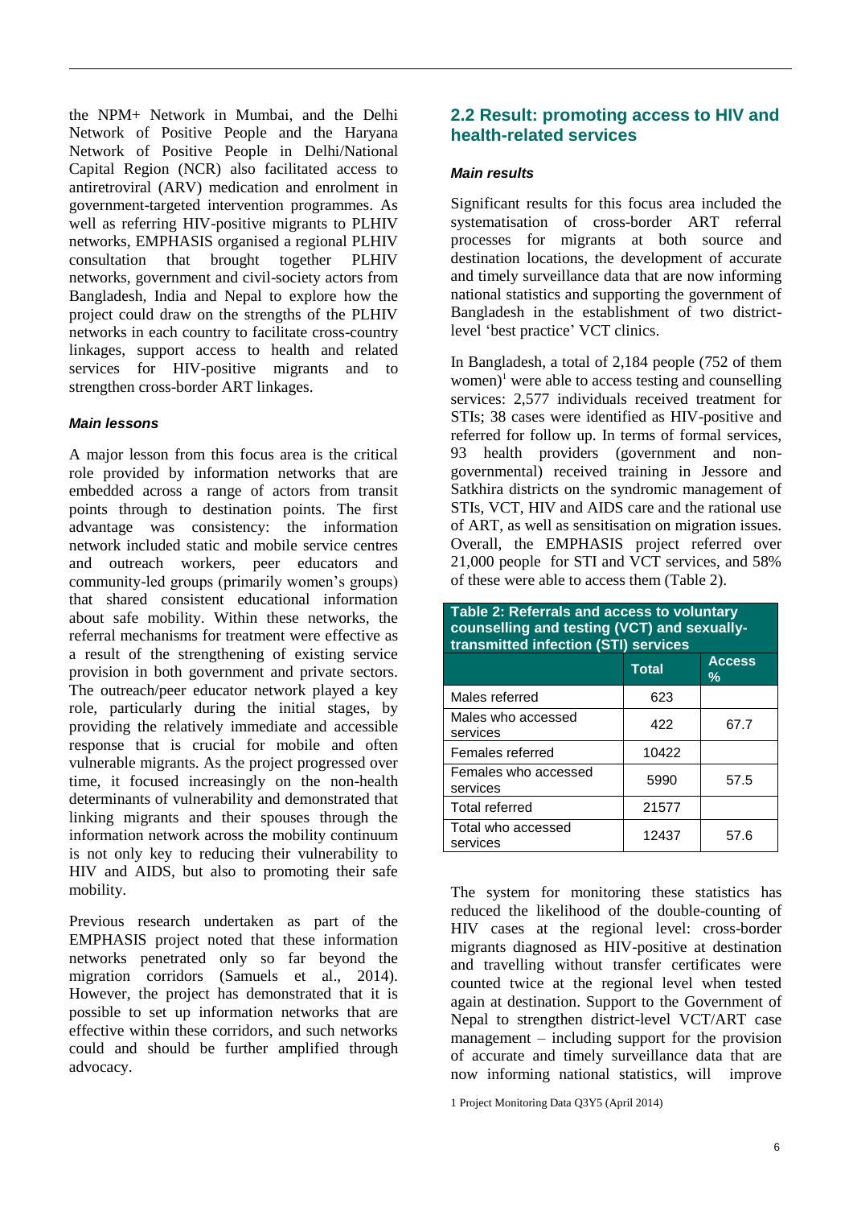the NPM+ Network in Mumbai, and the Delhi Network of Positive People and the Haryana Network of Positive People in Delhi/National Capital Region (NCR) also facilitated access to antiretroviral (ARV) medication and enrolment in government-targeted intervention programmes. As well as referring HIV-positive migrants to PLHIV networks, EMPHASIS organised a regional PLHIV consultation that brought together PLHIV networks, government and civil-society actors from Bangladesh, India and Nepal to explore how the project could draw on the strengths of the PLHIV networks in each country to facilitate cross-country linkages, support access to health and related services for HIV-positive migrants and to strengthen cross-border ART linkages.

#### *Main lessons*

A major lesson from this focus area is the critical role provided by information networks that are embedded across a range of actors from transit points through to destination points. The first advantage was consistency: the information network included static and mobile service centres and outreach workers, peer educators and community-led groups (primarily women's groups) that shared consistent educational information about safe mobility. Within these networks, the referral mechanisms for treatment were effective as a result of the strengthening of existing service provision in both government and private sectors. The outreach/peer educator network played a key role, particularly during the initial stages, by providing the relatively immediate and accessible response that is crucial for mobile and often vulnerable migrants. As the project progressed over time, it focused increasingly on the non-health determinants of vulnerability and demonstrated that linking migrants and their spouses through the information network across the mobility continuum is not only key to reducing their vulnerability to HIV and AIDS, but also to promoting their safe mobility.

Previous research undertaken as part of the EMPHASIS project noted that these information networks penetrated only so far beyond the migration corridors (Samuels et al., 2014). However, the project has demonstrated that it is possible to set up information networks that are effective within these corridors, and such networks could and should be further amplified through advocacy.

## 2.2 Result: promoting access to HIV and health-related services

#### *Main results*

Significant results for this focus area included the systematisation of cross-border ART referral processes for migrants at both source and destination locations, the development of accurate and timely surveillance data that are now informing national statistics and supporting the government of Bangladesh in the establishment of two district-level 'best practice' VCT clinics.

In Bangladesh, a total of 2,184 people (752 of them women)[1] were able to access testing and counselling services: 2,577 individuals received treatment for STIs; 38 cases were identified as HIV-positive and referred for follow up. In terms of formal services, 93 health providers (government and non-governmental) received training in Jessore and Satkhira districts on the syndromic management of STIs, VCT, HIV and AIDS care and the rational use of ART, as well as sensitisation on migration issues. Overall, the EMPHASIS project referred over 21,000 people for STI and VCT services, and 58% of these were able to access them (Table 2).

**Table 2: Referrals and access to voluntary counselling and testing (VCT) and sexually-transmitted infection (STI) services**

| | Total | Access % |
|---|---|---|
| Males referred | 623 | |
| Males who accessed services | 422 | 67.7 |
| Females referred | 10422 | |
| Females who accessed services | 5990 | 57.5 |
| Total referred | 21577 | |
| Total who accessed services | 12437 | 57.6 |

The system for monitoring these statistics has reduced the likelihood of the double-counting of HIV cases at the regional level: cross-border migrants diagnosed as HIV-positive at destination and travelling without transfer certificates were counted twice at the regional level when tested again at destination. Support to the Government of Nepal to strengthen district-level VCT/ART case management – including support for the provision of accurate and timely surveillance data that are now informing national statistics, will improve

1 Project Monitoring Data Q3Y5 (April 2014)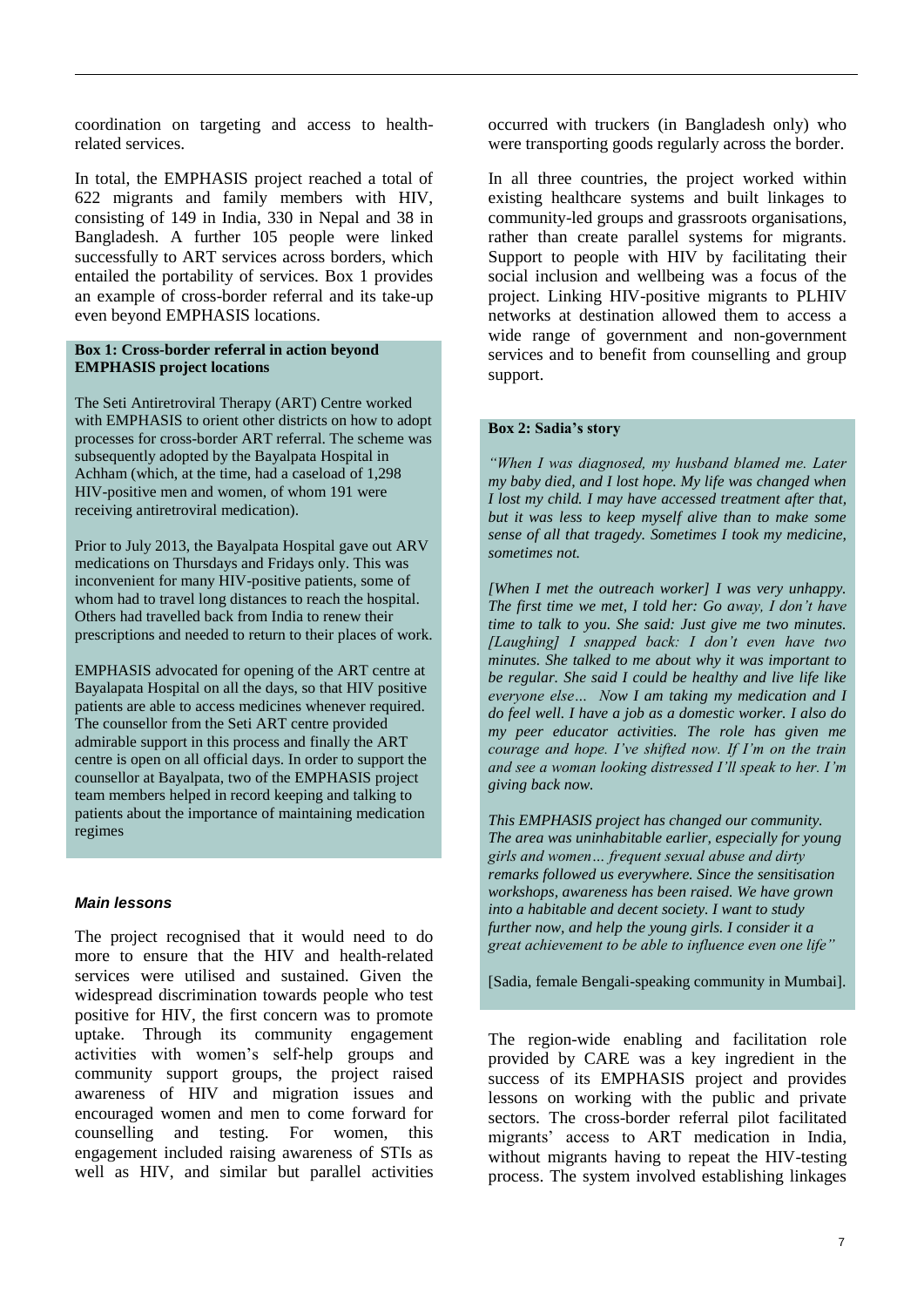coordination on targeting and access to health-related services.

In total, the EMPHASIS project reached a total of 622 migrants and family members with HIV, consisting of 149 in India, 330 in Nepal and 38 in Bangladesh. A further 105 people were linked successfully to ART services across borders, which entailed the portability of services. Box 1 provides an example of cross-border referral and its take-up even beyond EMPHASIS locations.

> **Box 1: Cross-border referral in action beyond EMPHASIS project locations**
>
> The Seti Antiretroviral Therapy (ART) Centre worked with EMPHASIS to orient other districts on how to adopt processes for cross-border ART referral. The scheme was subsequently adopted by the Bayalpata Hospital in Achham (which, at the time, had a caseload of 1,298 HIV-positive men and women, of whom 191 were receiving antiretroviral medication).
>
> Prior to July 2013, the Bayalpata Hospital gave out ARV medications on Thursdays and Fridays only. This was inconvenient for many HIV-positive patients, some of whom had to travel long distances to reach the hospital. Others had travelled back from India to renew their prescriptions and needed to return to their places of work.
>
> EMPHASIS advocated for opening of the ART centre at Bayalapata Hospital on all the days, so that HIV positive patients are able to access medicines whenever required. The counsellor from the Seti ART centre provided admirable support in this process and finally the ART centre is open on all official days. In order to support the counsellor at Bayalpata, two of the EMPHASIS project team members helped in record keeping and talking to patients about the importance of maintaining medication regimes

### *Main lessons*

The project recognised that it would need to do more to ensure that the HIV and health-related services were utilised and sustained. Given the widespread discrimination towards people who test positive for HIV, the first concern was to promote uptake. Through its community engagement activities with women's self-help groups and community support groups, the project raised awareness of HIV and migration issues and encouraged women and men to come forward for counselling and testing. For women, this engagement included raising awareness of STIs as well as HIV, and similar but parallel activities occurred with truckers (in Bangladesh only) who were transporting goods regularly across the border.

In all three countries, the project worked within existing healthcare systems and built linkages to community-led groups and grassroots organisations, rather than create parallel systems for migrants. Support to people with HIV by facilitating their social inclusion and wellbeing was a focus of the project. Linking HIV-positive migrants to PLHIV networks at destination allowed them to access a wide range of government and non-government services and to benefit from counselling and group support.

> **Box 2: Sadia's story**
>
> *"When I was diagnosed, my husband blamed me. Later my baby died, and I lost hope. My life was changed when I lost my child. I may have accessed treatment after that, but it was less to keep myself alive than to make some sense of all that tragedy. Sometimes I took my medicine, sometimes not.*
>
> *[When I met the outreach worker] I was very unhappy. The first time we met, I told her: Go away, I don't have time to talk to you. She said: Just give me two minutes. [Laughing] I snapped back: I don't even have two minutes. She talked to me about why it was important to be regular. She said I could be healthy and live life like everyone else… Now I am taking my medication and I do feel well. I have a job as a domestic worker. I also do my peer educator activities. The role has given me courage and hope. I've shifted now. If I'm on the train and see a woman looking distressed I'll speak to her. I'm giving back now.*
>
> *This EMPHASIS project has changed our community. The area was uninhabitable earlier, especially for young girls and women… frequent sexual abuse and dirty remarks followed us everywhere. Since the sensitisation workshops, awareness has been raised. We have grown into a habitable and decent society. I want to study further now, and help the young girls. I consider it a great achievement to be able to influence even one life"*
>
> [Sadia, female Bengali-speaking community in Mumbai].

The region-wide enabling and facilitation role provided by CARE was a key ingredient in the success of its EMPHASIS project and provides lessons on working with the public and private sectors. The cross-border referral pilot facilitated migrants' access to ART medication in India, without migrants having to repeat the HIV-testing process. The system involved establishing linkages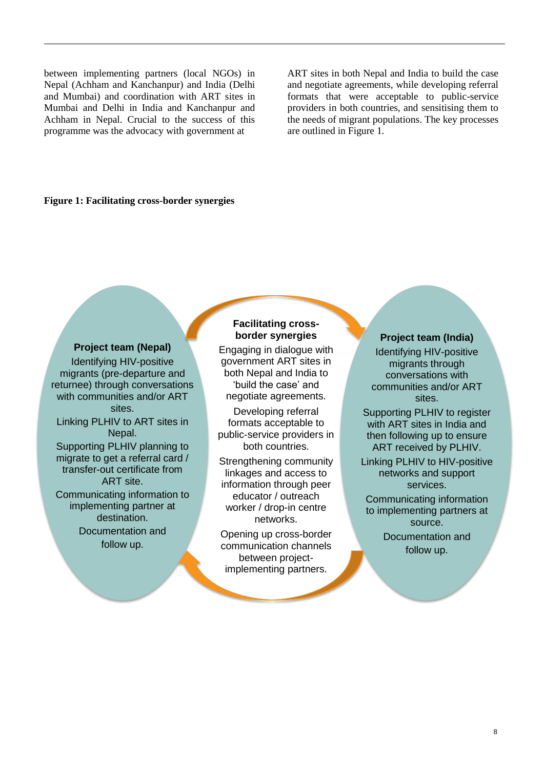between implementing partners (local NGOs) in Nepal (Achham and Kanchanpur) and India (Delhi and Mumbai) and coordination with ART sites in Mumbai and Delhi in India and Kanchanpur and Achham in Nepal. Crucial to the success of this programme was the advocacy with government at ART sites in both Nepal and India to build the case and negotiate agreements, while developing referral formats that were acceptable to public-service providers in both countries, and sensitising them to the needs of migrant populations. The key processes are outlined in Figure 1.

**Figure 1: Facilitating cross-border synergies**

**Project team (Nepal)**

Identifying HIV-positive migrants (pre-departure and returnee) through conversations with communities and/or ART sites.

Linking PLHIV to ART sites in Nepal.

Supporting PLHIV planning to migrate to get a referral card / transfer-out certificate from ART site.

Communicating information to implementing partner at destination.

Documentation and follow up.

**Facilitating cross-border synergies**

Engaging in dialogue with government ART sites in both Nepal and India to 'build the case' and negotiate agreements.

Developing referral formats acceptable to public-service providers in both countries.

Strengthening community linkages and access to information through peer educator / outreach worker / drop-in centre networks.

Opening up cross-border communication channels between project-implementing partners.

**Project team (India)**

Identifying HIV-positive migrants through conversations with communities and/or ART sites.

Supporting PLHIV to register with ART sites in India and then following up to ensure ART received by PLHIV.

Linking PLHIV to HIV-positive networks and support services.

Communicating information to implementing partners at source.

Documentation and follow up.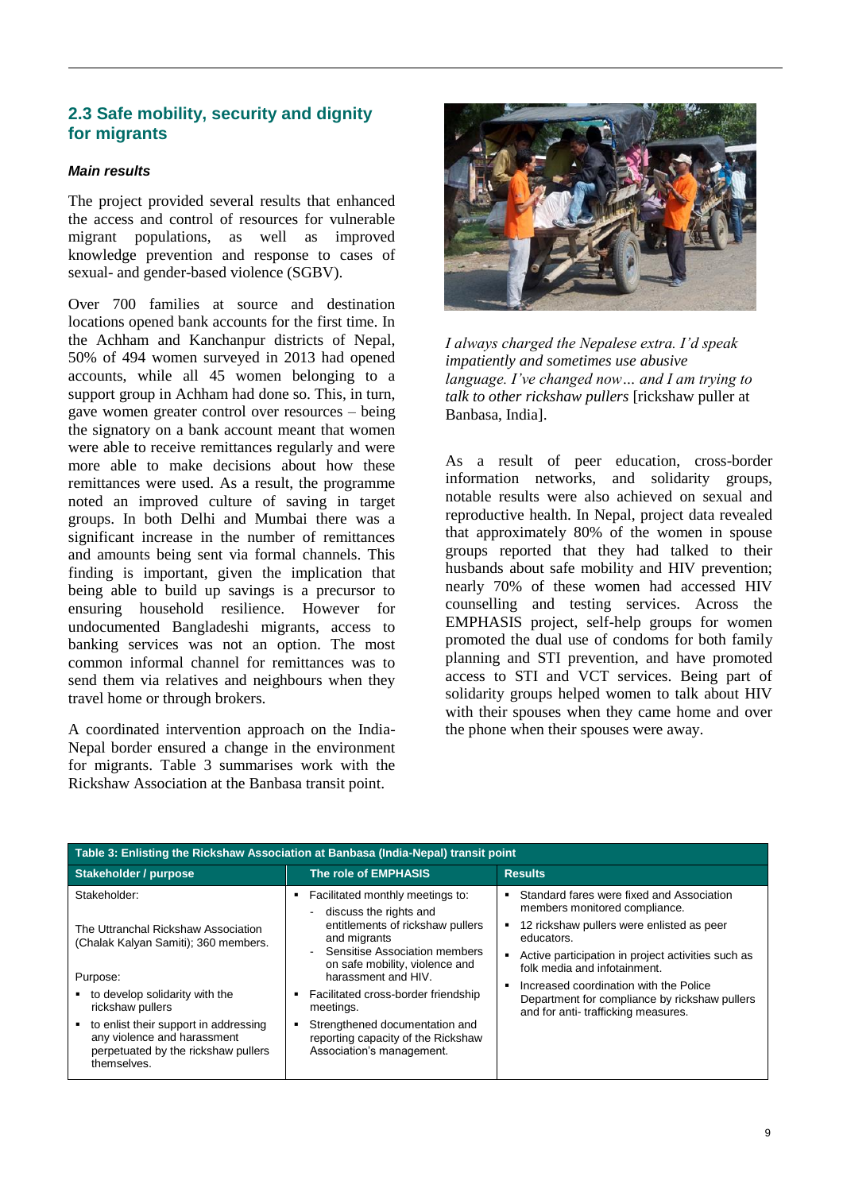## 2.3 Safe mobility, security and dignity for migrants

***Main results***

The project provided several results that enhanced the access and control of resources for vulnerable migrant populations, as well as improved knowledge prevention and response to cases of sexual- and gender-based violence (SGBV).

Over 700 families at source and destination locations opened bank accounts for the first time. In the Achham and Kanchanpur districts of Nepal, 50% of 494 women surveyed in 2013 had opened accounts, while all 45 women belonging to a support group in Achham had done so. This, in turn, gave women greater control over resources – being the signatory on a bank account meant that women were able to receive remittances regularly and were more able to make decisions about how these remittances were used. As a result, the programme noted an improved culture of saving in target groups. In both Delhi and Mumbai there was a significant increase in the number of remittances and amounts being sent via formal channels. This finding is important, given the implication that being able to build up savings is a precursor to ensuring household resilience. However for undocumented Bangladeshi migrants, access to banking services was not an option. The most common informal channel for remittances was to send them via relatives and neighbours when they travel home or through brokers.

A coordinated intervention approach on the India-Nepal border ensured a change in the environment for migrants. Table 3 summarises work with the Rickshaw Association at the Banbasa transit point.

*I always charged the Nepalese extra. I'd speak impatiently and sometimes use abusive language. I've changed now… and I am trying to talk to other rickshaw pullers* [rickshaw puller at Banbasa, India].

As a result of peer education, cross-border information networks, and solidarity groups, notable results were also achieved on sexual and reproductive health. In Nepal, project data revealed that approximately 80% of the women in spouse groups reported that they had talked to their husbands about safe mobility and HIV prevention; nearly 70% of these women had accessed HIV counselling and testing services. Across the EMPHASIS project, self-help groups for women promoted the dual use of condoms for both family planning and STI prevention, and have promoted access to STI and VCT services. Being part of solidarity groups helped women to talk about HIV with their spouses when they came home and over the phone when their spouses were away.

**Table 3: Enlisting the Rickshaw Association at Banbasa (India-Nepal) transit point**

| Stakeholder / purpose | The role of EMPHASIS | Results |
|---|---|---|
| Stakeholder:<br><br>The Uttranchal Rickshaw Association (Chalak Kalyan Samiti); 360 members.<br><br>Purpose:<br>▪ to develop solidarity with the rickshaw pullers<br>▪ to enlist their support in addressing any violence and harassment perpetuated by the rickshaw pullers themselves. | ▪ Facilitated monthly meetings to:<br>- discuss the rights and entitlements of rickshaw pullers and migrants<br>- Sensitise Association members on safe mobility, violence and harassment and HIV.<br>▪ Facilitated cross-border friendship meetings.<br>▪ Strengthened documentation and reporting capacity of the Rickshaw Association's management. | ▪ Standard fares were fixed and Association members monitored compliance.<br>▪ 12 rickshaw pullers were enlisted as peer educators.<br>▪ Active participation in project activities such as folk media and infotainment.<br>▪ Increased coordination with the Police Department for compliance by rickshaw pullers and for anti- trafficking measures. |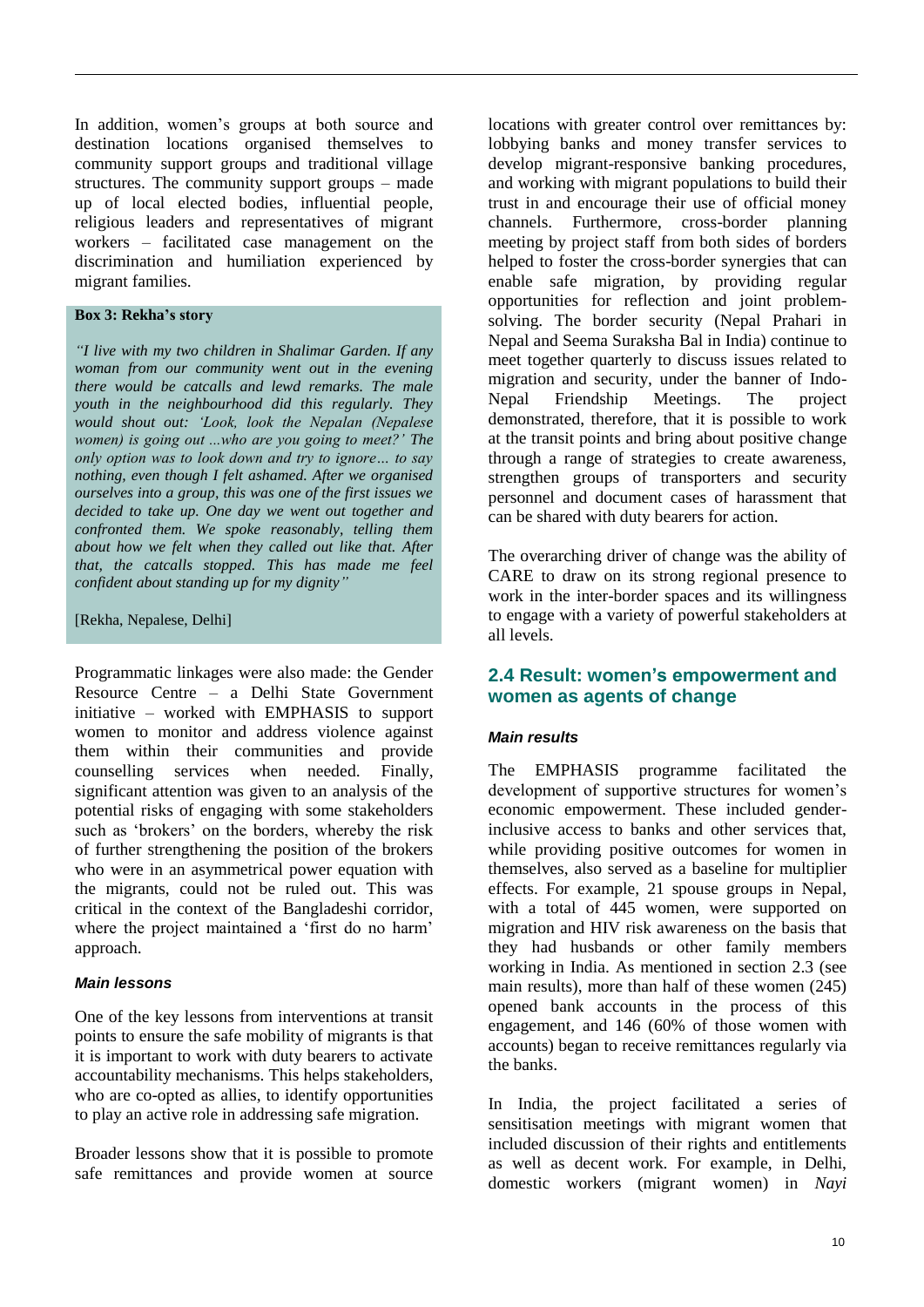In addition, women's groups at both source and destination locations organised themselves to community support groups and traditional village structures. The community support groups – made up of local elected bodies, influential people, religious leaders and representatives of migrant workers – facilitated case management on the discrimination and humiliation experienced by migrant families.

> **Box 3: Rekha's story**
>
> ***"I live with my two children in Shalimar Garden. If any woman from our community went out in the evening there would be catcalls and lewd remarks. The male youth in the neighbourhood did this regularly. They would shout out: 'Look, look the Nepalan (Nepalese women) is going out ...who are you going to meet?' The only option was to look down and try to ignore… to say nothing, even though I felt ashamed. After we organised ourselves into a group, this was one of the first issues we decided to take up. One day we went out together and confronted them. We spoke reasonably, telling them about how we felt when they called out like that. After that, the catcalls stopped. This has made me feel confident about standing up for my dignity"***
>
> [Rekha, Nepalese, Delhi]

Programmatic linkages were also made: the Gender Resource Centre – a Delhi State Government initiative – worked with EMPHASIS to support women to monitor and address violence against them within their communities and provide counselling services when needed. Finally, significant attention was given to an analysis of the potential risks of engaging with some stakeholders such as 'brokers' on the borders, whereby the risk of further strengthening the position of the brokers who were in an asymmetrical power equation with the migrants, could not be ruled out. This was critical in the context of the Bangladeshi corridor, where the project maintained a 'first do no harm' approach.

#### *Main lessons*

One of the key lessons from interventions at transit points to ensure the safe mobility of migrants is that it is important to work with duty bearers to activate accountability mechanisms. This helps stakeholders, who are co-opted as allies, to identify opportunities to play an active role in addressing safe migration.

Broader lessons show that it is possible to promote safe remittances and provide women at source locations with greater control over remittances by: lobbying banks and money transfer services to develop migrant-responsive banking procedures, and working with migrant populations to build their trust in and encourage their use of official money channels. Furthermore, cross-border planning meeting by project staff from both sides of borders helped to foster the cross-border synergies that can enable safe migration, by providing regular opportunities for reflection and joint problem-solving. The border security (Nepal Prahari in Nepal and Seema Suraksha Bal in India) continue to meet together quarterly to discuss issues related to migration and security, under the banner of Indo-Nepal Friendship Meetings. The project demonstrated, therefore, that it is possible to work at the transit points and bring about positive change through a range of strategies to create awareness, strengthen groups of transporters and security personnel and document cases of harassment that can be shared with duty bearers for action.

The overarching driver of change was the ability of CARE to draw on its strong regional presence to work in the inter-border spaces and its willingness to engage with a variety of powerful stakeholders at all levels.

### 2.4 Result: women's empowerment and women as agents of change

#### *Main results*

The EMPHASIS programme facilitated the development of supportive structures for women's economic empowerment. These included gender-inclusive access to banks and other services that, while providing positive outcomes for women in themselves, also served as a baseline for multiplier effects. For example, 21 spouse groups in Nepal, with a total of 445 women, were supported on migration and HIV risk awareness on the basis that they had husbands or other family members working in India. As mentioned in section 2.3 (see main results), more than half of these women (245) opened bank accounts in the process of this engagement, and 146 (60% of those women with accounts) began to receive remittances regularly via the banks.

In India, the project facilitated a series of sensitisation meetings with migrant women that included discussion of their rights and entitlements as well as decent work. For example, in Delhi, domestic workers (migrant women) in *Nayi*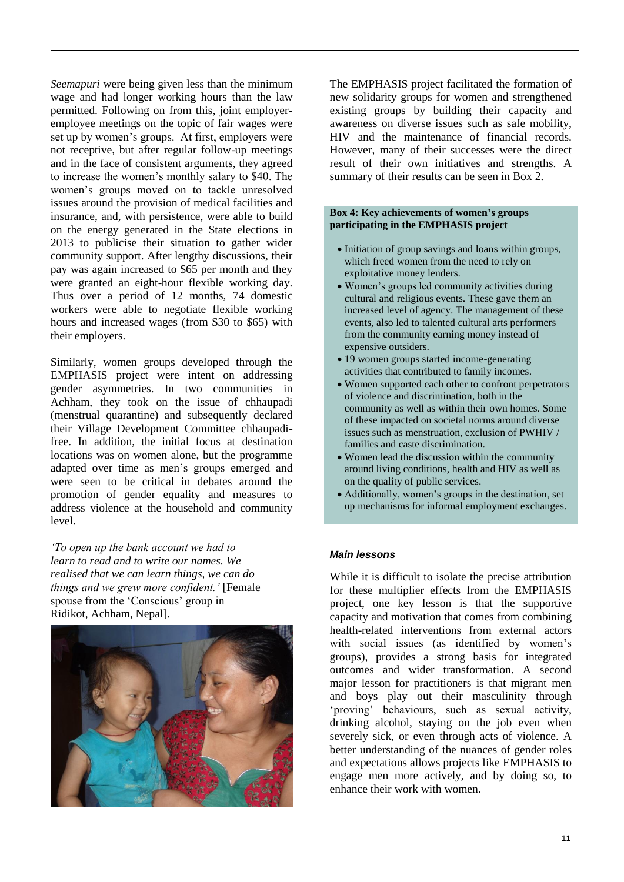*Seemapuri* were being given less than the minimum wage and had longer working hours than the law permitted. Following on from this, joint employer-employee meetings on the topic of fair wages were set up by women's groups. At first, employers were not receptive, but after regular follow-up meetings and in the face of consistent arguments, they agreed to increase the women's monthly salary to $40. The women's groups moved on to tackle unresolved issues around the provision of medical facilities and insurance, and, with persistence, were able to build on the energy generated in the State elections in 2013 to publicise their situation to gather wider community support. After lengthy discussions, their pay was again increased to $65 per month and they were granted an eight-hour flexible working day. Thus over a period of 12 months, 74 domestic workers were able to negotiate flexible working hours and increased wages (from $30 to $65) with their employers.

Similarly, women groups developed through the EMPHASIS project were intent on addressing gender asymmetries. In two communities in Achham, they took on the issue of chhaupadi (menstrual quarantine) and subsequently declared their Village Development Committee chhaupadi-free. In addition, the initial focus at destination locations was on women alone, but the programme adapted over time as men's groups emerged and were seen to be critical in debates around the promotion of gender equality and measures to address violence at the household and community level.

*'To open up the bank account we had to learn to read and to write our names. We realised that we can learn things, we can do things and we grew more confident.'* [Female spouse from the 'Conscious' group in Ridikot, Achham, Nepal].

The EMPHASIS project facilitated the formation of new solidarity groups for women and strengthened existing groups by building their capacity and awareness on diverse issues such as safe mobility, HIV and the maintenance of financial records. However, many of their successes were the direct result of their own initiatives and strengths. A summary of their results can be seen in Box 2.

**Box 4: Key achievements of women's groups participating in the EMPHASIS project**

- Initiation of group savings and loans within groups, which freed women from the need to rely on exploitative money lenders.
- Women's groups led community activities during cultural and religious events. These gave them an increased level of agency. The management of these events, also led to talented cultural arts performers from the community earning money instead of expensive outsiders.
- 19 women groups started income-generating activities that contributed to family incomes.
- Women supported each other to confront perpetrators of violence and discrimination, both in the community as well as within their own homes. Some of these impacted on societal norms around diverse issues such as menstruation, exclusion of PWHIV / families and caste discrimination.
- Women lead the discussion within the community around living conditions, health and HIV as well as on the quality of public services.
- Additionally, women's groups in the destination, set up mechanisms for informal employment exchanges.

### *Main lessons*

While it is difficult to isolate the precise attribution for these multiplier effects from the EMPHASIS project, one key lesson is that the supportive capacity and motivation that comes from combining health-related interventions from external actors with social issues (as identified by women's groups), provides a strong basis for integrated outcomes and wider transformation. A second major lesson for practitioners is that migrant men and boys play out their masculinity through 'proving' behaviours, such as sexual activity, drinking alcohol, staying on the job even when severely sick, or even through acts of violence. A better understanding of the nuances of gender roles and expectations allows projects like EMPHASIS to engage men more actively, and by doing so, to enhance their work with women.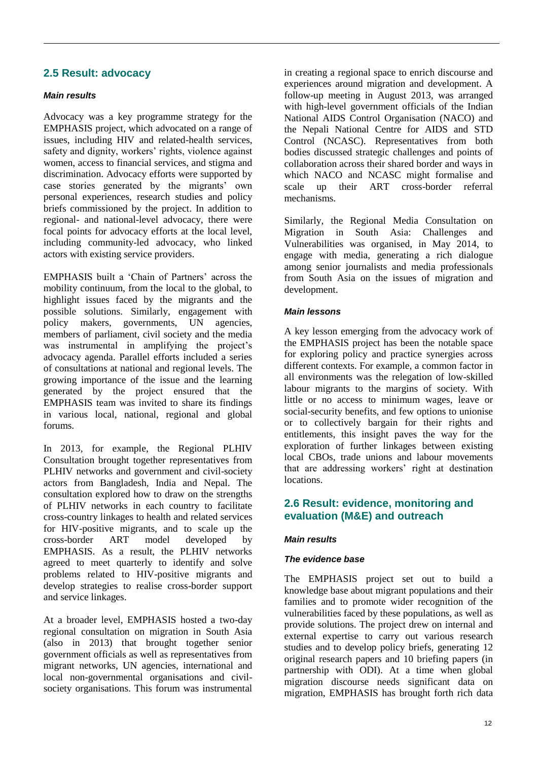## 2.5 Result: advocacy

#### *Main results*

Advocacy was a key programme strategy for the EMPHASIS project, which advocated on a range of issues, including HIV and related-health services, safety and dignity, workers' rights, violence against women, access to financial services, and stigma and discrimination. Advocacy efforts were supported by case stories generated by the migrants' own personal experiences, research studies and policy briefs commissioned by the project. In addition to regional- and national-level advocacy, there were focal points for advocacy efforts at the local level, including community-led advocacy, who linked actors with existing service providers.

EMPHASIS built a 'Chain of Partners' across the mobility continuum, from the local to the global, to highlight issues faced by the migrants and the possible solutions. Similarly, engagement with policy makers, governments, UN agencies, members of parliament, civil society and the media was instrumental in amplifying the project's advocacy agenda. Parallel efforts included a series of consultations at national and regional levels. The growing importance of the issue and the learning generated by the project ensured that the EMPHASIS team was invited to share its findings in various local, national, regional and global forums.

In 2013, for example, the Regional PLHIV Consultation brought together representatives from PLHIV networks and government and civil-society actors from Bangladesh, India and Nepal. The consultation explored how to draw on the strengths of PLHIV networks in each country to facilitate cross-country linkages to health and related services for HIV-positive migrants, and to scale up the cross-border ART model developed by EMPHASIS. As a result, the PLHIV networks agreed to meet quarterly to identify and solve problems related to HIV-positive migrants and develop strategies to realise cross-border support and service linkages.

At a broader level, EMPHASIS hosted a two-day regional consultation on migration in South Asia (also in 2013) that brought together senior government officials as well as representatives from migrant networks, UN agencies, international and local non-governmental organisations and civil-society organisations. This forum was instrumental in creating a regional space to enrich discourse and experiences around migration and development. A follow-up meeting in August 2013, was arranged with high-level government officials of the Indian National AIDS Control Organisation (NACO) and the Nepali National Centre for AIDS and STD Control (NCASC). Representatives from both bodies discussed strategic challenges and points of collaboration across their shared border and ways in which NACO and NCASC might formalise and scale up their ART cross-border referral mechanisms.

Similarly, the Regional Media Consultation on Migration in South Asia: Challenges and Vulnerabilities was organised, in May 2014, to engage with media, generating a rich dialogue among senior journalists and media professionals from South Asia on the issues of migration and development.

#### *Main lessons*

A key lesson emerging from the advocacy work of the EMPHASIS project has been the notable space for exploring policy and practice synergies across different contexts. For example, a common factor in all environments was the relegation of low-skilled labour migrants to the margins of society. With little or no access to minimum wages, leave or social-security benefits, and few options to unionise or to collectively bargain for their rights and entitlements, this insight paves the way for the exploration of further linkages between existing local CBOs, trade unions and labour movements that are addressing workers' right at destination locations.

## 2.6 Result: evidence, monitoring and evaluation (M&E) and outreach

#### *Main results*

#### *The evidence base*

The EMPHASIS project set out to build a knowledge base about migrant populations and their families and to promote wider recognition of the vulnerabilities faced by these populations, as well as provide solutions. The project drew on internal and external expertise to carry out various research studies and to develop policy briefs, generating 12 original research papers and 10 briefing papers (in partnership with ODI). At a time when global migration discourse needs significant data on migration, EMPHASIS has brought forth rich data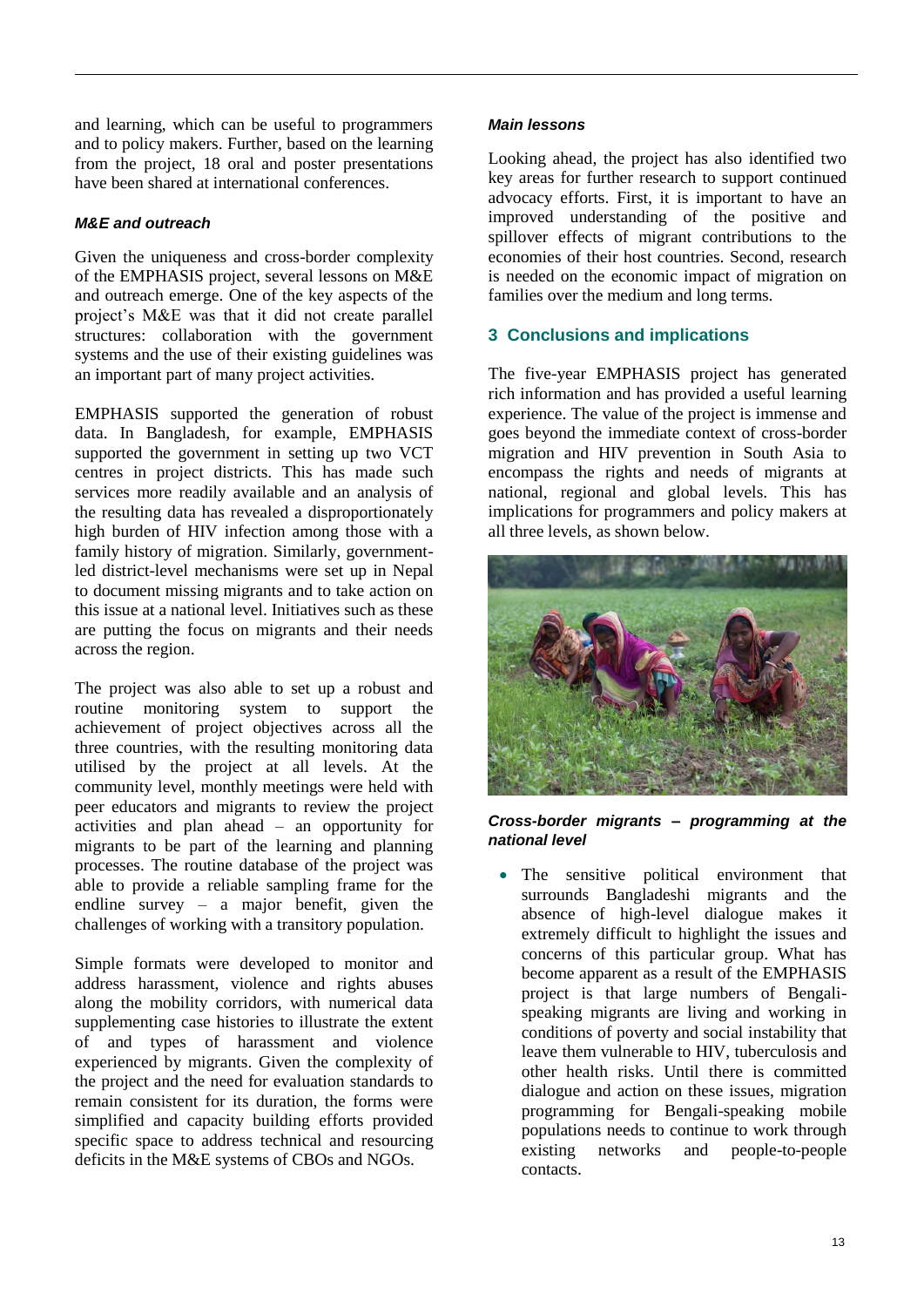and learning, which can be useful to programmers and to policy makers. Further, based on the learning from the project, 18 oral and poster presentations have been shared at international conferences.

#### *M&E and outreach*

Given the uniqueness and cross-border complexity of the EMPHASIS project, several lessons on M&E and outreach emerge. One of the key aspects of the project's M&E was that it did not create parallel structures: collaboration with the government systems and the use of their existing guidelines was an important part of many project activities.

EMPHASIS supported the generation of robust data. In Bangladesh, for example, EMPHASIS supported the government in setting up two VCT centres in project districts. This has made such services more readily available and an analysis of the resulting data has revealed a disproportionately high burden of HIV infection among those with a family history of migration. Similarly, government-led district-level mechanisms were set up in Nepal to document missing migrants and to take action on this issue at a national level. Initiatives such as these are putting the focus on migrants and their needs across the region.

The project was also able to set up a robust and routine monitoring system to support the achievement of project objectives across all the three countries, with the resulting monitoring data utilised by the project at all levels. At the community level, monthly meetings were held with peer educators and migrants to review the project activities and plan ahead – an opportunity for migrants to be part of the learning and planning processes. The routine database of the project was able to provide a reliable sampling frame for the endline survey – a major benefit, given the challenges of working with a transitory population.

Simple formats were developed to monitor and address harassment, violence and rights abuses along the mobility corridors, with numerical data supplementing case histories to illustrate the extent of and types of harassment and violence experienced by migrants. Given the complexity of the project and the need for evaluation standards to remain consistent for its duration, the forms were simplified and capacity building efforts provided specific space to address technical and resourcing deficits in the M&E systems of CBOs and NGOs.

#### *Main lessons*

Looking ahead, the project has also identified two key areas for further research to support continued advocacy efforts. First, it is important to have an improved understanding of the positive and spillover effects of migrant contributions to the economies of their host countries. Second, research is needed on the economic impact of migration on families over the medium and long terms.

## 3 Conclusions and implications

The five-year EMPHASIS project has generated rich information and has provided a useful learning experience. The value of the project is immense and goes beyond the immediate context of cross-border migration and HIV prevention in South Asia to encompass the rights and needs of migrants at national, regional and global levels. This has implications for programmers and policy makers at all three levels, as shown below.

#### *Cross-border migrants – programming at the national level*

- The sensitive political environment that surrounds Bangladeshi migrants and the absence of high-level dialogue makes it extremely difficult to highlight the issues and concerns of this particular group. What has become apparent as a result of the EMPHASIS project is that large numbers of Bengali-speaking migrants are living and working in conditions of poverty and social instability that leave them vulnerable to HIV, tuberculosis and other health risks. Until there is committed dialogue and action on these issues, migration programming for Bengali-speaking mobile populations needs to continue to work through existing networks and people-to-people contacts.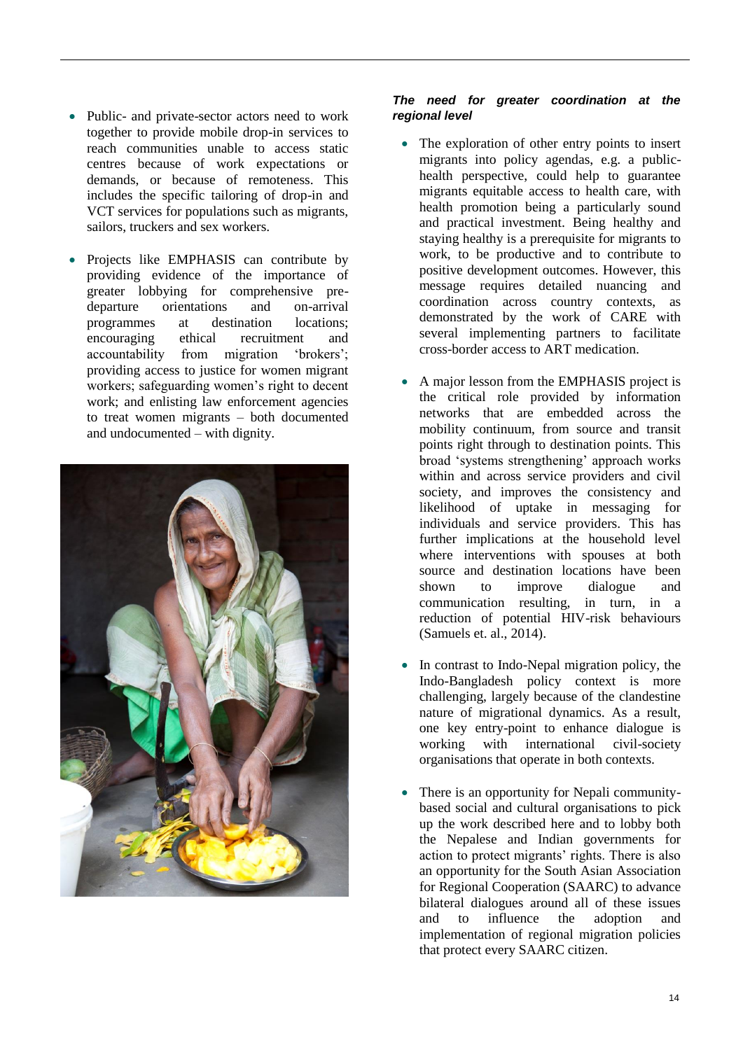- Public- and private-sector actors need to work together to provide mobile drop-in services to reach communities unable to access static centres because of work expectations or demands, or because of remoteness. This includes the specific tailoring of drop-in and VCT services for populations such as migrants, sailors, truckers and sex workers.

- Projects like EMPHASIS can contribute by providing evidence of the importance of greater lobbying for comprehensive pre-departure orientations and on-arrival programmes at destination locations; encouraging ethical recruitment and accountability from migration 'brokers'; providing access to justice for women migrant workers; safeguarding women's right to decent work; and enlisting law enforcement agencies to treat women migrants – both documented and undocumented – with dignity.

***The need for greater coordination at the regional level***

- The exploration of other entry points to insert migrants into policy agendas, e.g. a public-health perspective, could help to guarantee migrants equitable access to health care, with health promotion being a particularly sound and practical investment. Being healthy and staying healthy is a prerequisite for migrants to work, to be productive and to contribute to positive development outcomes. However, this message requires detailed nuancing and coordination across country contexts, as demonstrated by the work of CARE with several implementing partners to facilitate cross-border access to ART medication.

- A major lesson from the EMPHASIS project is the critical role provided by information networks that are embedded across the mobility continuum, from source and transit points right through to destination points. This broad 'systems strengthening' approach works within and across service providers and civil society, and improves the consistency and likelihood of uptake in messaging for individuals and service providers. This has further implications at the household level where interventions with spouses at both source and destination locations have been shown to improve dialogue and communication resulting, in turn, in a reduction of potential HIV-risk behaviours (Samuels et. al., 2014).

- In contrast to Indo-Nepal migration policy, the Indo-Bangladesh policy context is more challenging, largely because of the clandestine nature of migrational dynamics. As a result, one key entry-point to enhance dialogue is working with international civil-society organisations that operate in both contexts.

- There is an opportunity for Nepali community-based social and cultural organisations to pick up the work described here and to lobby both the Nepalese and Indian governments for action to protect migrants' rights. There is also an opportunity for the South Asian Association for Regional Cooperation (SAARC) to advance bilateral dialogues around all of these issues and to influence the adoption and implementation of regional migration policies that protect every SAARC citizen.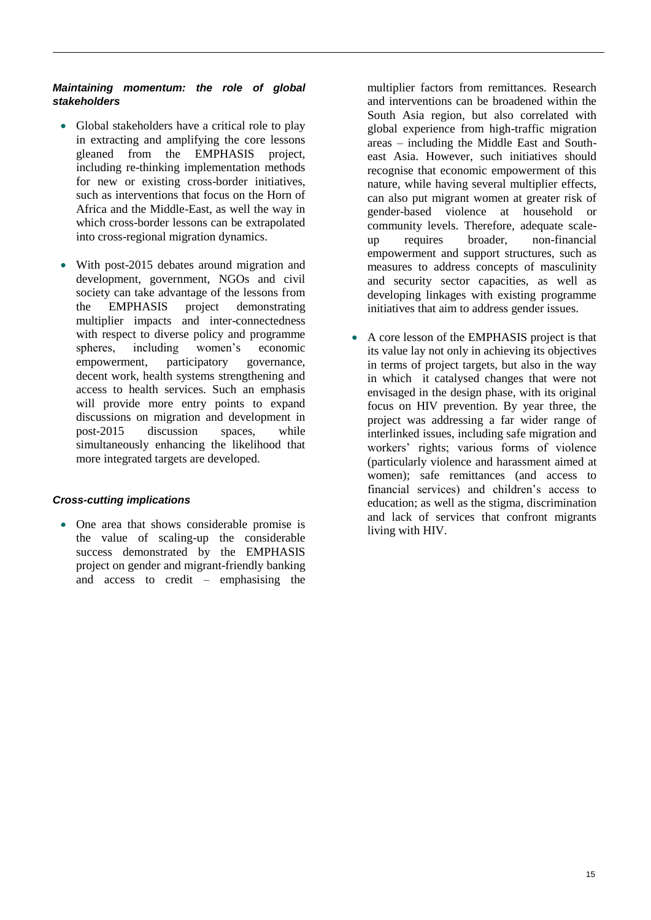***Maintaining momentum: the role of global stakeholders***

- Global stakeholders have a critical role to play in extracting and amplifying the core lessons gleaned from the EMPHASIS project, including re-thinking implementation methods for new or existing cross-border initiatives, such as interventions that focus on the Horn of Africa and the Middle-East, as well the way in which cross-border lessons can be extrapolated into cross-regional migration dynamics.

- With post-2015 debates around migration and development, government, NGOs and civil society can take advantage of the lessons from the EMPHASIS project demonstrating multiplier impacts and inter-connectedness with respect to diverse policy and programme spheres, including women's economic empowerment, participatory governance, decent work, health systems strengthening and access to health services. Such an emphasis will provide more entry points to expand discussions on migration and development in post-2015 discussion spaces, while simultaneously enhancing the likelihood that more integrated targets are developed.

***Cross-cutting implications***

- One area that shows considerable promise is the value of scaling-up the considerable success demonstrated by the EMPHASIS project on gender and migrant-friendly banking and access to credit – emphasising the multiplier factors from remittances. Research and interventions can be broadened within the South Asia region, but also correlated with global experience from high-traffic migration areas – including the Middle East and South-east Asia. However, such initiatives should recognise that economic empowerment of this nature, while having several multiplier effects, can also put migrant women at greater risk of gender-based violence at household or community levels. Therefore, adequate scale-up requires broader, non-financial empowerment and support structures, such as measures to address concepts of masculinity and security sector capacities, as well as developing linkages with existing programme initiatives that aim to address gender issues.

- A core lesson of the EMPHASIS project is that its value lay not only in achieving its objectives in terms of project targets, but also in the way in which it catalysed changes that were not envisaged in the design phase, with its original focus on HIV prevention. By year three, the project was addressing a far wider range of interlinked issues, including safe migration and workers' rights; various forms of violence (particularly violence and harassment aimed at women); safe remittances (and access to financial services) and children's access to education; as well as the stigma, discrimination and lack of services that confront migrants living with HIV.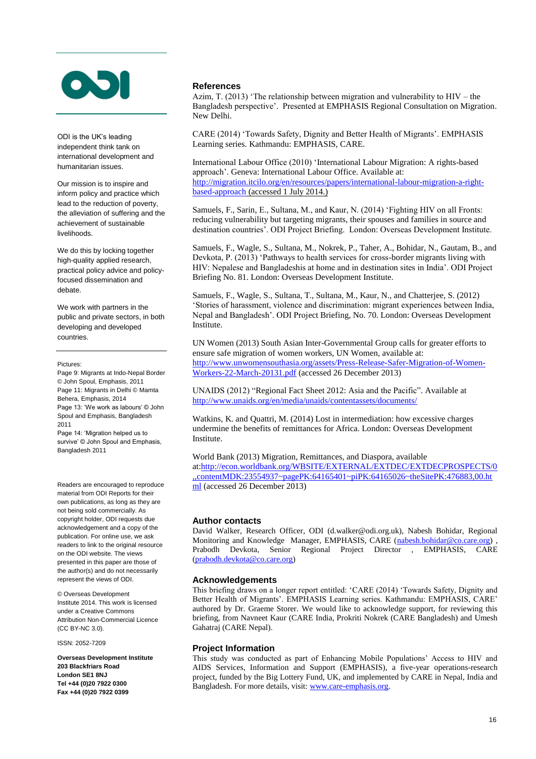ODI is the UK's leading independent think tank on international development and humanitarian issues.

Our mission is to inspire and inform policy and practice which lead to the reduction of poverty, the alleviation of suffering and the achievement of sustainable livelihoods.

We do this by locking together high-quality applied research, practical policy advice and policy-focused dissemination and debate.

We work with partners in the public and private sectors, in both developing and developed countries.

Pictures:
Page 9: Migrants at Indo-Nepal Border © John Spoul, Emphasis, 2011
Page 11: Migrants in Delhi © Mamta Behera, Emphasis, 2014
Page 13: 'We work as labours' © John Spoul and Emphasis, Bangladesh 2011
Page 14: 'Migration helped us to survive' © John Spoul and Emphasis, Bangladesh 2011

Readers are encouraged to reproduce material from ODI Reports for their own publications, as long as they are not being sold commercially. As copyright holder, ODI requests due acknowledgement and a copy of the publication. For online use, we ask readers to link to the original resource on the ODI website. The views presented in this paper are those of the author(s) and do not necessarily represent the views of ODI.

© Overseas Development Institute 2014. This work is licensed under a Creative Commons Attribution Non-Commercial Licence (CC BY-NC 3.0).

ISSN: 2052-7209

**Overseas Development Institute**
**203 Blackfriars Road**
**London SE1 8NJ**
**Tel +44 (0)20 7922 0300**
**Fax +44 (0)20 7922 0399**

## References

Azim, T. (2013) 'The relationship between migration and vulnerability to HIV – the Bangladesh perspective'. Presented at EMPHASIS Regional Consultation on Migration. New Delhi.

CARE (2014) 'Towards Safety, Dignity and Better Health of Migrants'. EMPHASIS Learning series. Kathmandu: EMPHASIS, CARE.

International Labour Office (2010) 'International Labour Migration: A rights-based approach'. Geneva: International Labour Office. Available at: http://migration.itcilo.org/en/resources/papers/international-labour-migration-a-right-based-approach (accessed 1 July 2014.)

Samuels, F., Sarin, E., Sultana, M., and Kaur, N. (2014) 'Fighting HIV on all Fronts: reducing vulnerability but targeting migrants, their spouses and families in source and destination countries'. ODI Project Briefing. London: Overseas Development Institute.

Samuels, F., Wagle, S., Sultana, M., Nokrek, P., Taher, A., Bohidar, N., Gautam, B., and Devkota, P. (2013) 'Pathways to health services for cross-border migrants living with HIV: Nepalese and Bangladeshis at home and in destination sites in India'. ODI Project Briefing No. 81. London: Overseas Development Institute.

Samuels, F., Wagle, S., Sultana, T., Sultana, M., Kaur, N., and Chatterjee, S. (2012) 'Stories of harassment, violence and discrimination: migrant experiences between India, Nepal and Bangladesh'. ODI Project Briefing, No. 70. London: Overseas Development Institute.

UN Women (2013) South Asian Inter-Governmental Group calls for greater efforts to ensure safe migration of women workers, UN Women, available at: http://www.unwomensouthasia.org/assets/Press-Release-Safer-Migration-of-Women-Workers-22-March-20131.pdf (accessed 26 December 2013)

UNAIDS (2012) "Regional Fact Sheet 2012: Asia and the Pacific". Available at http://www.unaids.org/en/media/unaids/contentassets/documents/

Watkins, K. and Quattri, M. (2014) Lost in intermediation: how excessive charges undermine the benefits of remittances for Africa. London: Overseas Development Institute.

World Bank (2013) Migration, Remittances, and Diaspora, available at:http://econ.worldbank.org/WBSITE/EXTERNAL/EXTDEC/EXTDECPROSPECTS/0,,contentMDK:23554937~pagePK:64165401~piPK:64165026~theSitePK:476883,00.html (accessed 26 December 2013)

## Author contacts

David Walker, Research Officer, ODI (d.walker@odi.org.uk), Nabesh Bohidar, Regional Monitoring and Knowledge Manager, EMPHASIS, CARE (nabesh.bohidar@co.care.org) , Prabodh Devkota, Senior Regional Project Director , EMPHASIS, CARE (prabodh.devkota@co.care.org)

## Acknowledgements

This briefing draws on a longer report entitled: 'CARE (2014) 'Towards Safety, Dignity and Better Health of Migrants'. EMPHASIS Learning series. Kathmandu: EMPHASIS, CARE' authored by Dr. Graeme Storer. We would like to acknowledge support, for reviewing this briefing, from Navneet Kaur (CARE India, Prokriti Nokrek (CARE Bangladesh) and Umesh Gahatraj (CARE Nepal).

## Project Information

This study was conducted as part of Enhancing Mobile Populations' Access to HIV and AIDS Services, Information and Support (EMPHASIS), a five-year operations-research project, funded by the Big Lottery Fund, UK, and implemented by CARE in Nepal, India and Bangladesh. For more details, visit: www.care-emphasis.org.